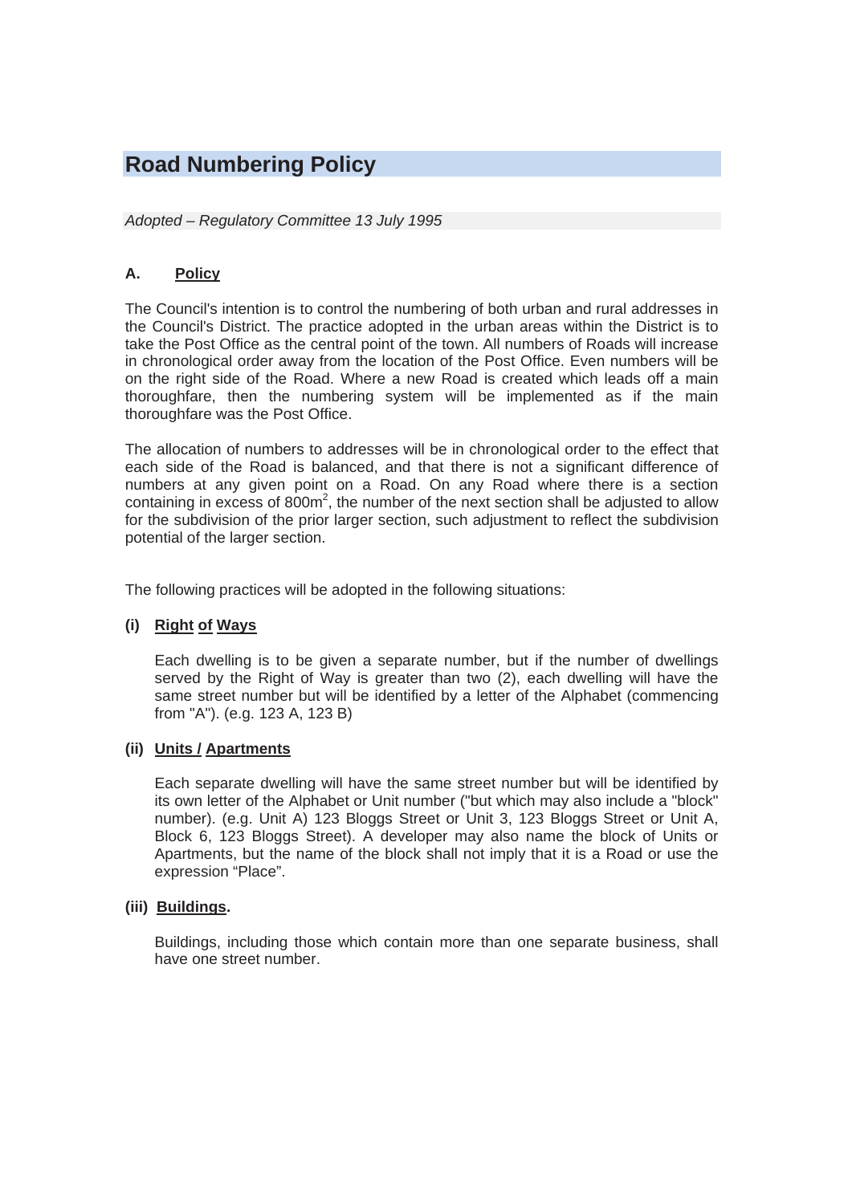# Road Numbering Policy

*Adopted – Regulatory Committee 13 July 1995*

**A. Policy**

The Council's intention is to control the numbering of both urban and rural addresses in the Council's District. The practice adopted in the urban areas within the District is to take the Post Office as the central point of the town. All numbers of Roads will increase in chronological order away from the location of the Post Office. Even numbers will be on the right side of the Road. Where a new Road is created which leads off a main thoroughfare, then the numbering system will be implemented as if the main thoroughfare was the Post Office.

The allocation of numbers to addresses will be in chronological order to the effect that each side of the Road is balanced, and that there is not a significant difference of numbers at any given point on a Road. On any Road where there is a section containing in excess of $800m^2$, the number of the next section shall be adjusted to allow for the subdivision of the prior larger section, such adjustment to reflect the subdivision potential of the larger section.

The following practices will be adopted in the following situations:

**(i) Right of Ways**

Each dwelling is to be given a separate number, but if the number of dwellings served by the Right of Way is greater than two (2), each dwelling will have the same street number but will be identified by a letter of the Alphabet (commencing from "A"). (e.g. 123 A, 123 B)

**(ii) Units / Apartments**

Each separate dwelling will have the same street number but will be identified by its own letter of the Alphabet or Unit number ("but which may also include a "block" number). (e.g. Unit A) 123 Bloggs Street or Unit 3, 123 Bloggs Street or Unit A, Block 6, 123 Bloggs Street). A developer may also name the block of Units or Apartments, but the name of the block shall not imply that it is a Road or use the expression "Place".

**(iii) Buildings.**

Buildings, including those which contain more than one separate business, shall have one street number.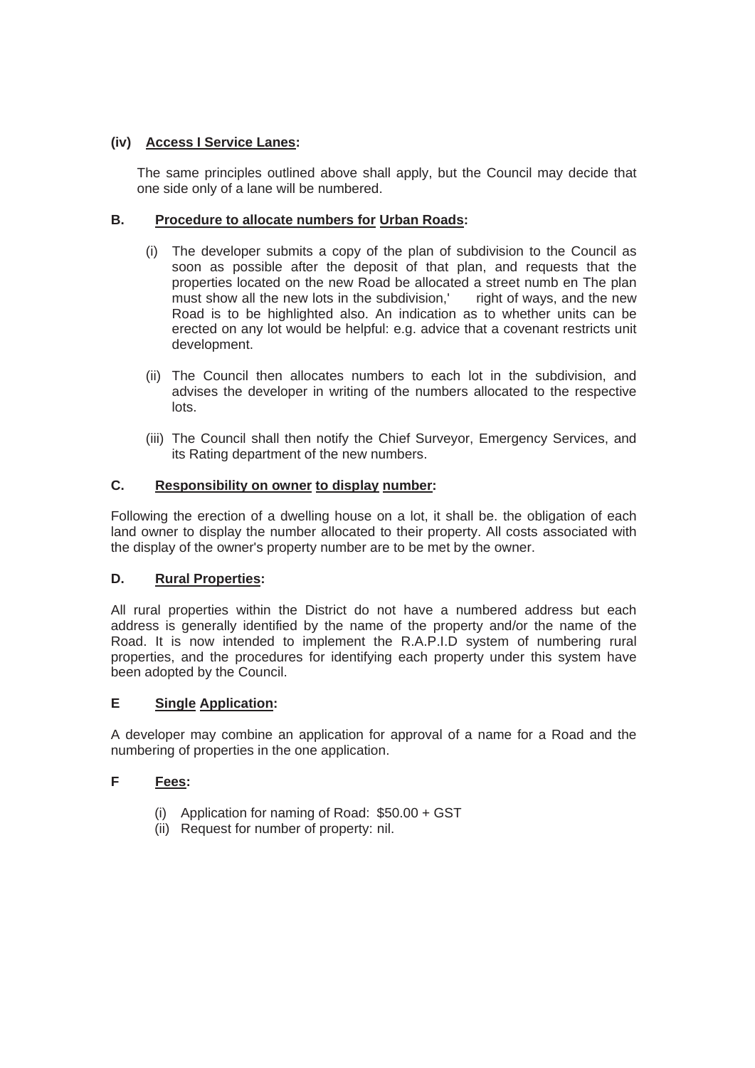**(iv) Access I Service Lanes:**

The same principles outlined above shall apply, but the Council may decide that one side only of a lane will be numbered.

**B. Procedure to allocate numbers for Urban Roads:**

(i) The developer submits a copy of the plan of subdivision to the Council as soon as possible after the deposit of that plan, and requests that the properties located on the new Road be allocated a street numb en The plan must show all the new lots in the subdivision,' right of ways, and the new Road is to be highlighted also. An indication as to whether units can be erected on any lot would be helpful: e.g. advice that a covenant restricts unit development.

(ii) The Council then allocates numbers to each lot in the subdivision, and advises the developer in writing of the numbers allocated to the respective lots.

(iii) The Council shall then notify the Chief Surveyor, Emergency Services, and its Rating department of the new numbers.

**C. Responsibility on owner to display number:**

Following the erection of a dwelling house on a lot, it shall be. the obligation of each land owner to display the number allocated to their property. All costs associated with the display of the owner's property number are to be met by the owner.

**D. Rural Properties:**

All rural properties within the District do not have a numbered address but each address is generally identified by the name of the property and/or the name of the Road. It is now intended to implement the R.A.P.I.D system of numbering rural properties, and the procedures for identifying each property under this system have been adopted by the Council.

**E Single Application:**

A developer may combine an application for approval of a name for a Road and the numbering of properties in the one application.

**F Fees:**

(i) Application for naming of Road: $50.00 + GST
(ii) Request for number of property: nil.